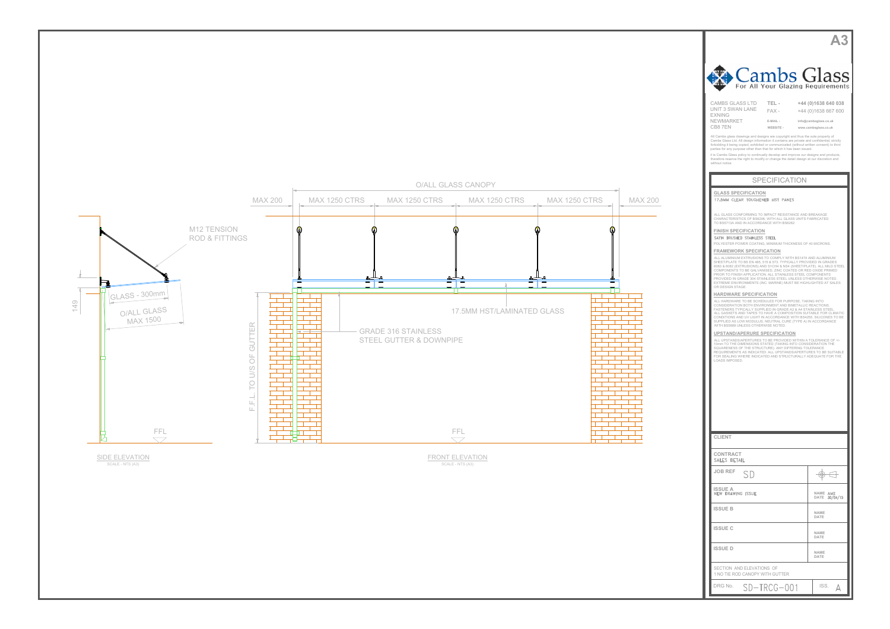A3

**Cambs Glass**
For All Your Glazing Requirements

CAMBS GLASS LTD
UNIT 3 SWAN LANE
EXNING
NEWMARKET
CB8 7EN

TEL - +44 (0)1638 640 038
FAX - +44 (0)1638 667 600
E-MAIL - info@cambsglass.co.uk
WEBSITE - www.cambsglass.co.uk

All Cambs glass drawings and designs are copyright and thus the sole property of Cambs Glass Ltd. All design information it contains are private and confidential, strictly forbidding it being copied, exhibited or communicated (without written consent) to third parties for any purpose other than that for which it has been issued.

It is Cambs Glass policy to continually develop and improve our designs and products, therefore reserve the right to modify or change the detail design at our discretion and without notice.

## SPECIFICATION

**GLASS SPECIFICATION**

17.5MM CLEAR TOUGHENED HST PANES

ALL GLASS CONFORMING TO IMPACT RESISTANCE AND BREAKAGE CHARACTERISTICS OF BS6206. WITH ALL GLASS UNITS FABRICATED TO BS5713A AND IN ACCORDANCE WITH BS6262

**FINISH SPECIFICATION**

SATIN BRUSHED STAINLESS STEEL

POLYESTER POWER COATING, MINIMUM THICKNESS OF 40 MICRONS.

**FRAMEWORK SPECIFICATION**

ALL ALUMINIUM EXTRUSIONS TO COMPLY WITH BS1474 AND ALUMINIUM SHEET/PLATE TO BS EN 485, 515 & 573. TYPICALLY PROVIDED IN GRADES 6063 & 6082 (EXTRUSIONS) AND 5TCH4 & NS4 (SHEET/PLATE). ALL MILD STEEL COMPONENTS TO BE GALVANISED, ZINC COATED OR RED OXIDE PRIMED PRIOR TO FINISH APPLICATION. ALL STAINLESS STEEL COMPONENTS PROVIDED IN GRADE 304 STAINLESS STEEL UNLESS OTHERWISE NOTED. EXTREME ENVIRONMENTS (INC. MARINE) MUST BE HIGHLIGHTED AT SALES OR DESIGN STAGE.

**HARDWARE SPECIFICATION**

ALL HARDWARE TO BE SCHEDULED FOR PURPOSE, TAKING INTO CONSIDERATION BOTH ENVIRONMENT AND BIMETALLIC REACTIONS. FASTENERS TYPICALLY SUPPLIED IN GRADE A2 & A4 STAINLESS STEEL. ALL GASKETS AND TAPES TO HAVE A COMPOSITION SUITABLE FOR CLIMATIC CONDITIONS AND UV LIGHT IN ACCORDANCE WITH BS4255. SILICONES TO BE SUPPLIED AS LOW MODULUS, NEUTRAL CURE (TYPE A) IN ACCORDANCE WITH BS5889 UNLESS OTHERWISE NOTED.

**UPSTAND/APERURE SPECIFICATION**

ALL UPSTANDS/APERTURES TO BE PROVIDED WITHIN A TOLERANCE OF +/- 10mm TO THE DIMENSIONS STATED (TAKING INTO CONSIDERATION THE SQUARENESS OF THE STRUCTURE). ANY DIFFERING TOLERANCE REQUIREMENTS AS INDICATED. ALL UPSTANDS/APERTURES TO BE SUITABLE FOR SEALING WHERE INDICATED AND STRUCTURALLY ADEQUATE FOR THE LOADS IMPOSED.

---

Drawing annotations:

- O/ALL GLASS CANOPY
- MAX 200 | MAX 1250 CTRS | MAX 1250 CTRS | MAX 1250 CTRS | MAX 1250 CTRS | MAX 200
- M12 TENSION ROD & FITTINGS
- GLASS - 300mm
- O/ALL GLASS MAX 1500
- 149
- 17.5MM HST/LAMINATED GLASS
- GRADE 316 STAINLESS STEEL GUTTER & DOWNPIPE
- F.F.L. TO U/S OF GUTTER
- FFL

SIDE ELEVATION
SCALE - NTS (A3)

FRONT ELEVATION
SCALE - NTS (A3)

---

| | |
|---|---|
| **CLIENT** | |
| **CONTRACT** SALES DETAIL | |
| **JOB REF** SD | |
| **ISSUE A** NEW DRAWING ISSUE | NAME AME DATE 30/04/15 |
| **ISSUE B** | NAME DATE |
| **ISSUE C** | NAME DATE |
| **ISSUE D** | NAME DATE |
| SECTION AND ELEVATIONS OF 1 NO TIE ROD CANOPY WITH GUTTER | |
| DRG No. SD-TRCG-001 | ISS. A |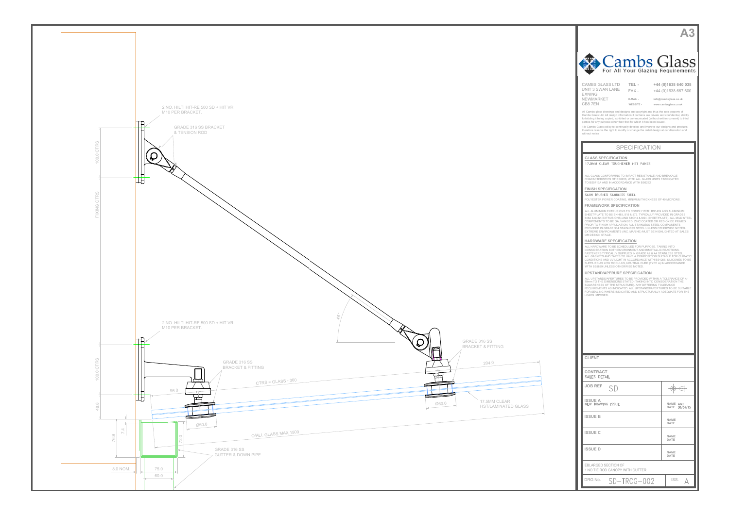2 NO. HILTI HIT-RE 500 SD + HIT VR
M10 PER BRACKET.

GRADE 316 SS BRACKET
& TENSION ROD

100.0 CTRS

FIXING CTRS

45°

2 NO. HILTI HIT-RE 500 SD + HIT VR
M10 PER BRACKET.

GRADE 316 SS
BRACKET & FITTING

GRADE 316 SS
BRACKET & FITTING

204.0

100.0 CTRS

CTRS = GLASS - 300

96.0

Ø60.0

17.5MM CLEAR
HST/LAMINATED GLASS

48.8

Ø60.0

O/ALL GLASS MAX 1500

7.4

76.9

72.0

GRADE 316 SS
GUTTER & DOWN PIPE

8.0 NOM.

75.0

60.0

A3

# Cambs Glass

For All Your Glazing Requirements

CAMBS GLASS LTD
UNIT 3 SWAN LANE
EXNING
NEWMARKET
CB8 7EN

TEL - +44 (0)1638 640 038
FAX - +44 (0)1638 667 600
E-MAIL - info@cambsglass.co.uk
WEBSITE - www.cambsglass.co.uk

All Cambs glass drawings and designs are copyright and thus the sole property of Cambs Glass Ltd. All design information it contains are private and confidential, strictly forbidding it being copied, exhibited or communicated (without written consent) to third parties for any purpose other than that for which it has been issued.

It is Cambs Glass policy to continually develop and improve our designs and products, therefore reserve the right to modify or change the detail design at our discretion and without notice.

## SPECIFICATION

### GLASS SPECIFICATION

17.5MM CLEAR TOUGHENED HST PANES

ALL GLASS CONFORMING TO IMPACT RESISTANCE AND BREAKAGE CHARACTERISTICS OF BS6206. WITH ALL GLASS UNITS FABRICATED TO BS5713A AND IN ACCORDANCE WITH BS6262

### FINISH SPECIFICATION

SATIN BRUSHED STAINLESS STEEL

POLYESTER POWER COATING, MINIMUM THICKNESS OF 40 MICRONS.

### FRAMEWORK SPECIFICATION

ALL ALUMINIUM EXTRUSIONS TO COMPLY WITH BS1474 AND ALUMINIUM SHEET/PLATE TO BS EN 485, 515 & 573. TYPICALLY PROVIDED IN GRADES 6063 & 6082 (EXTRUSIONS) AND S1C/H4 & NS4 (SHEET/PLATE). ALL MILD STEEL COMPONENTS TO BE GALVANISED, ZINC COATED OR RED OXIDE PRIMED PRIOR TO FINISH APPLICATION. ALL STAINLESS STEEL COMPONENTS PROVIDED IN GRADE 304 STAINLESS STEEL UNLESS OTHERWISE NOTED. EXTREME ENVIRONMENTS (INC. MARINE) MUST BE HIGHLIGHTED AT SALES OR DESIGN STAGE.

### HARDWARE SPECIFICATION

ALL HARDWARE TO BE SCHEDULED FOR PURPOSE, TAKING INTO CONSIDERATION BOTH ENVIRONMENT AND BIMETALLIC REACTIONS. FASTENERS TYPICALLY SUPPLIED IN GRADE A2 & A4 STAINLESS STEEL. ALL GASKETS AND TAPES TO HAVE A COMPOSITION SUITABLE FOR CLIMATIC CONDITIONS AND UV LIGHT IN ACCORDANCE WITH BS4255. SILICONES TO BE SUPPLIED AS LOW MODULUS, NEUTRAL CURE (TYPE A) IN ACCORDANCE WITH BS5889 UNLESS OTHERWISE NOTED.

### UPSTAND/APERURE SPECIFICATION

ALL UPSTANDS/APERTURES TO BE PROVIDED WITHIN A TOLERANCE OF +/- 10mm TO THE DIMENSIONS STATED (TAKING INTO CONSIDERATION THE SQUARENESS OF THE STRUCTURE). ANY DIFFERING TOLERANCE REQUIREMENTS AS INDICATED. ALL UPSTANDS/APERTURES TO BE SUITABLE FOR SEALING WHERE INDICATED AND STRUCTURALLY ADEQUATE FOR THE LOADS IMPOSED.

| | |
|---|---|
| CLIENT | |
| CONTRACT<br>SALES DETAIL | |
| JOB REF SD | |
| ISSUE A<br>NEW DRAWING ISSUE | NAME AME<br>DATE 30/04/15 |
| ISSUE B | NAME<br>DATE |
| ISSUE C | NAME<br>DATE |
| ISSUE D | NAME<br>DATE |
| EBLARGED SECTION OF<br>1 NO TIE ROD CANOPY WITH GUTTER | |
| DRG No. SD-TRCG-002 | ISS. A |